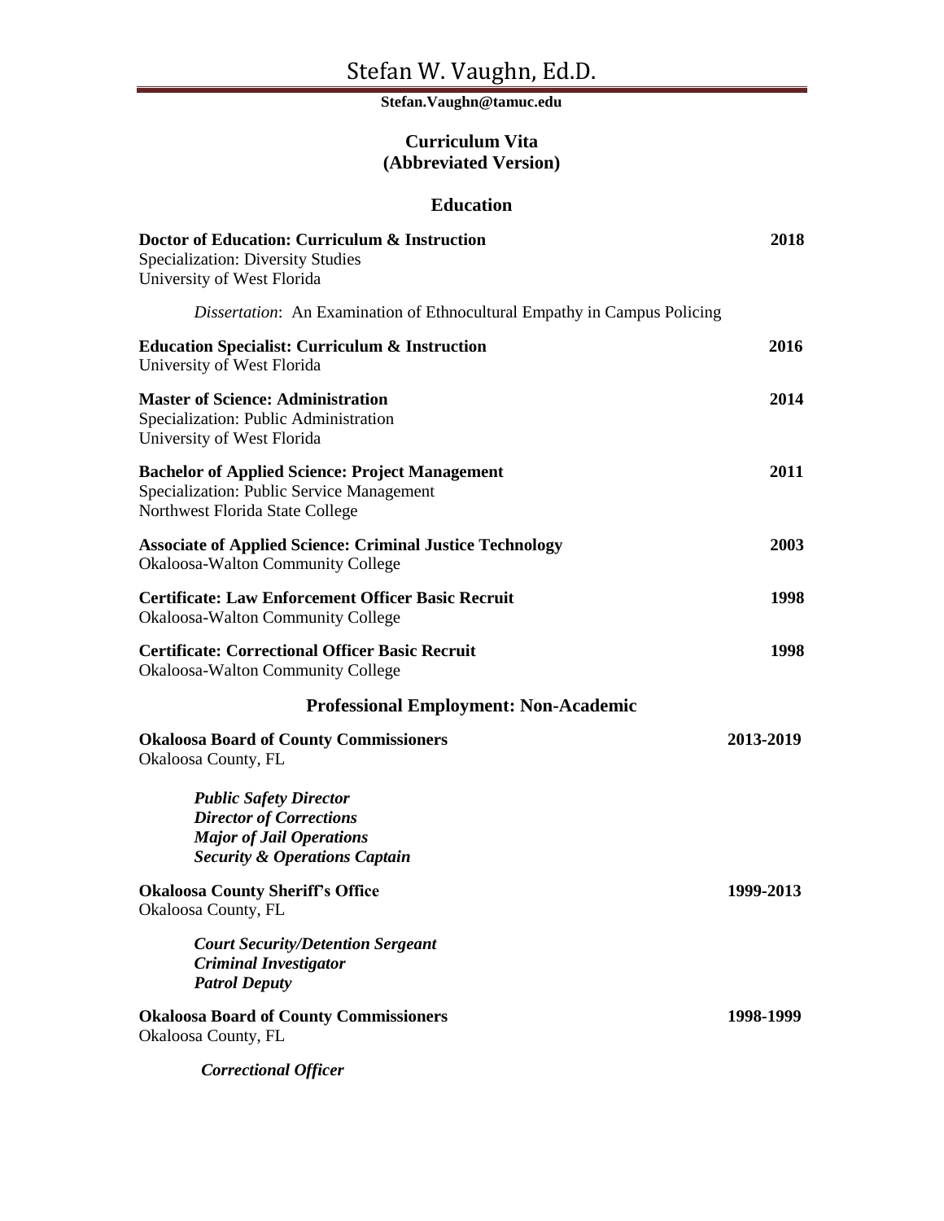# Stefan W. Vaughn, Ed.D.

**Stefan.Vaughn@tamuc.edu**

## Curriculum Vita
## (Abbreviated Version)

## Education

**Doctor of Education: Curriculum & Instruction** **2018**
Specialization: Diversity Studies
University of West Florida

*Dissertation*: An Examination of Ethnocultural Empathy in Campus Policing

**Education Specialist: Curriculum & Instruction** **2016**
University of West Florida

**Master of Science: Administration** **2014**
Specialization: Public Administration
University of West Florida

**Bachelor of Applied Science: Project Management** **2011**
Specialization: Public Service Management
Northwest Florida State College

**Associate of Applied Science: Criminal Justice Technology** **2003**
Okaloosa-Walton Community College

**Certificate: Law Enforcement Officer Basic Recruit** **1998**
Okaloosa-Walton Community College

**Certificate: Correctional Officer Basic Recruit** **1998**
Okaloosa-Walton Community College

## Professional Employment: Non-Academic

**Okaloosa Board of County Commissioners** **2013-2019**
Okaloosa County, FL

***Public Safety Director***
***Director of Corrections***
***Major of Jail Operations***
***Security & Operations Captain***

**Okaloosa County Sheriff's Office** **1999-2013**
Okaloosa County, FL

***Court Security/Detention Sergeant***
***Criminal Investigator***
***Patrol Deputy***

**Okaloosa Board of County Commissioners** **1998-1999**
Okaloosa County, FL

***Correctional Officer***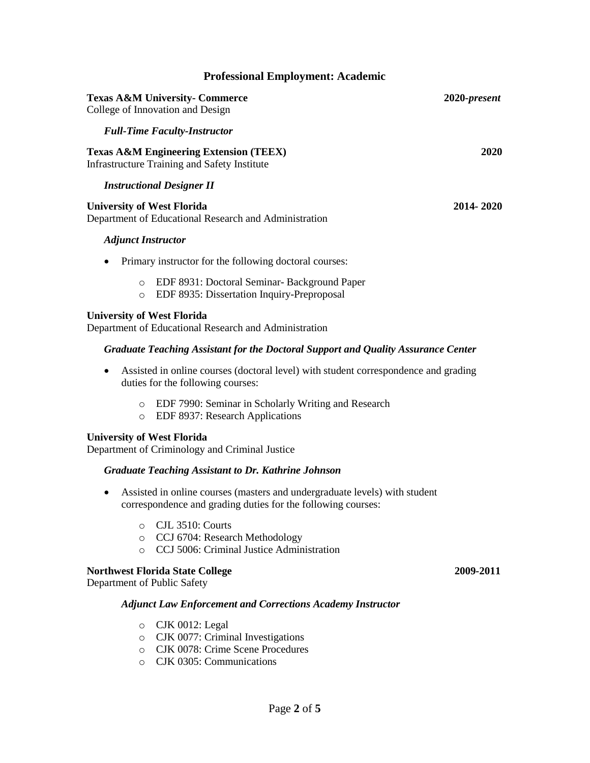## Professional Employment: Academic

**Texas A&M University- Commerce** **2020-*present***
College of Innovation and Design

***Full-Time Faculty-Instructor***

**Texas A&M Engineering Extension (TEEX)** **2020**
Infrastructure Training and Safety Institute

***Instructional Designer II***

**University of West Florida** **2014- 2020**
Department of Educational Research and Administration

***Adjunct Instructor***

- Primary instructor for the following doctoral courses:
    - EDF 8931: Doctoral Seminar- Background Paper
    - EDF 8935: Dissertation Inquiry-Preproposal

**University of West Florida**
Department of Educational Research and Administration

***Graduate Teaching Assistant for the Doctoral Support and Quality Assurance Center***

- Assisted in online courses (doctoral level) with student correspondence and grading duties for the following courses:
    - EDF 7990: Seminar in Scholarly Writing and Research
    - EDF 8937: Research Applications

**University of West Florida**
Department of Criminology and Criminal Justice

***Graduate Teaching Assistant to Dr. Kathrine Johnson***

- Assisted in online courses (masters and undergraduate levels) with student correspondence and grading duties for the following courses:
    - CJL 3510: Courts
    - CCJ 6704: Research Methodology
    - CCJ 5006: Criminal Justice Administration

**Northwest Florida State College** **2009-2011**
Department of Public Safety

***Adjunct Law Enforcement and Corrections Academy Instructor***

- CJK 0012: Legal
- CJK 0077: Criminal Investigations
- CJK 0078: Crime Scene Procedures
- CJK 0305: Communications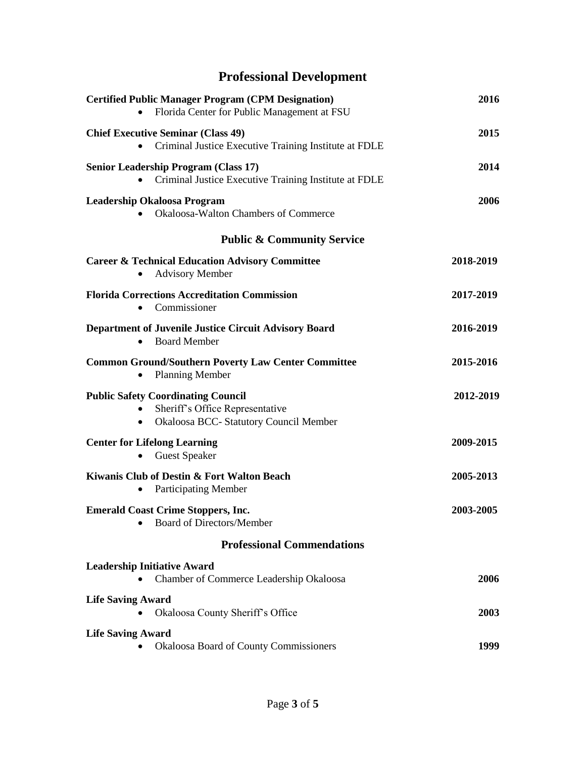# Professional Development

**Certified Public Manager Program (CPM Designation)** **2016**
- Florida Center for Public Management at FSU

**Chief Executive Seminar (Class 49)** **2015**
- Criminal Justice Executive Training Institute at FDLE

**Senior Leadership Program (Class 17)** **2014**
- Criminal Justice Executive Training Institute at FDLE

**Leadership Okaloosa Program** **2006**
- Okaloosa-Walton Chambers of Commerce

## Public & Community Service

**Career & Technical Education Advisory Committee** **2018-2019**
- Advisory Member

**Florida Corrections Accreditation Commission** **2017-2019**
- Commissioner

**Department of Juvenile Justice Circuit Advisory Board** **2016-2019**
- Board Member

**Common Ground/Southern Poverty Law Center Committee** **2015-2016**
- Planning Member

**Public Safety Coordinating Council** **2012-2019**
- Sheriff's Office Representative
- Okaloosa BCC- Statutory Council Member

**Center for Lifelong Learning** **2009-2015**
- Guest Speaker

**Kiwanis Club of Destin & Fort Walton Beach** **2005-2013**
- Participating Member

**Emerald Coast Crime Stoppers, Inc.** **2003-2005**
- Board of Directors/Member

## Professional Commendations

**Leadership Initiative Award**
- Chamber of Commerce Leadership Okaloosa **2006**

**Life Saving Award**
- Okaloosa County Sheriff's Office **2003**

**Life Saving Award**
- Okaloosa Board of County Commissioners **1999**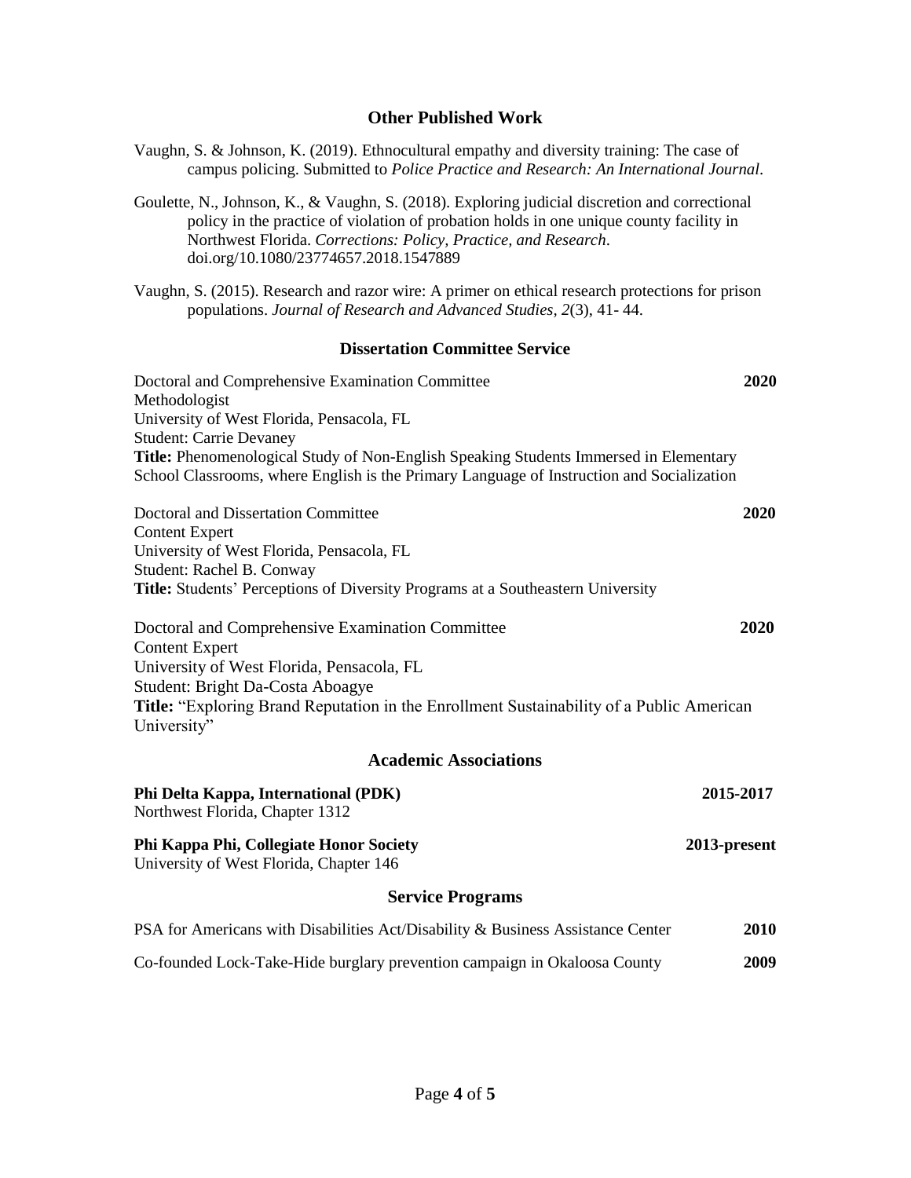## Other Published Work

Vaughn, S. & Johnson, K. (2019). Ethnocultural empathy and diversity training: The case of campus policing. Submitted to *Police Practice and Research: An International Journal*.

Goulette, N., Johnson, K., & Vaughn, S. (2018). Exploring judicial discretion and correctional policy in the practice of violation of probation holds in one unique county facility in Northwest Florida. *Corrections: Policy, Practice, and Research*. doi.org/10.1080/23774657.2018.1547889

Vaughn, S. (2015). Research and razor wire: A primer on ethical research protections for prison populations. *Journal of Research and Advanced Studies, 2*(3), 41- 44.

## Dissertation Committee Service

Doctoral and Comprehensive Examination Committee **2020**
Methodologist
University of West Florida, Pensacola, FL
Student: Carrie Devaney
**Title:** Phenomenological Study of Non-English Speaking Students Immersed in Elementary School Classrooms, where English is the Primary Language of Instruction and Socialization

Doctoral and Dissertation Committee **2020**
Content Expert
University of West Florida, Pensacola, FL
Student: Rachel B. Conway
**Title:** Students' Perceptions of Diversity Programs at a Southeastern University

Doctoral and Comprehensive Examination Committee **2020**
Content Expert
University of West Florida, Pensacola, FL
Student: Bright Da-Costa Aboagye
**Title:** "Exploring Brand Reputation in the Enrollment Sustainability of a Public American University"

## Academic Associations

**Phi Delta Kappa, International (PDK)** **2015-2017**
Northwest Florida, Chapter 1312

**Phi Kappa Phi, Collegiate Honor Society** **2013-present**
University of West Florida, Chapter 146

## Service Programs

PSA for Americans with Disabilities Act/Disability & Business Assistance Center **2010**

Co-founded Lock-Take-Hide burglary prevention campaign in Okaloosa County **2009**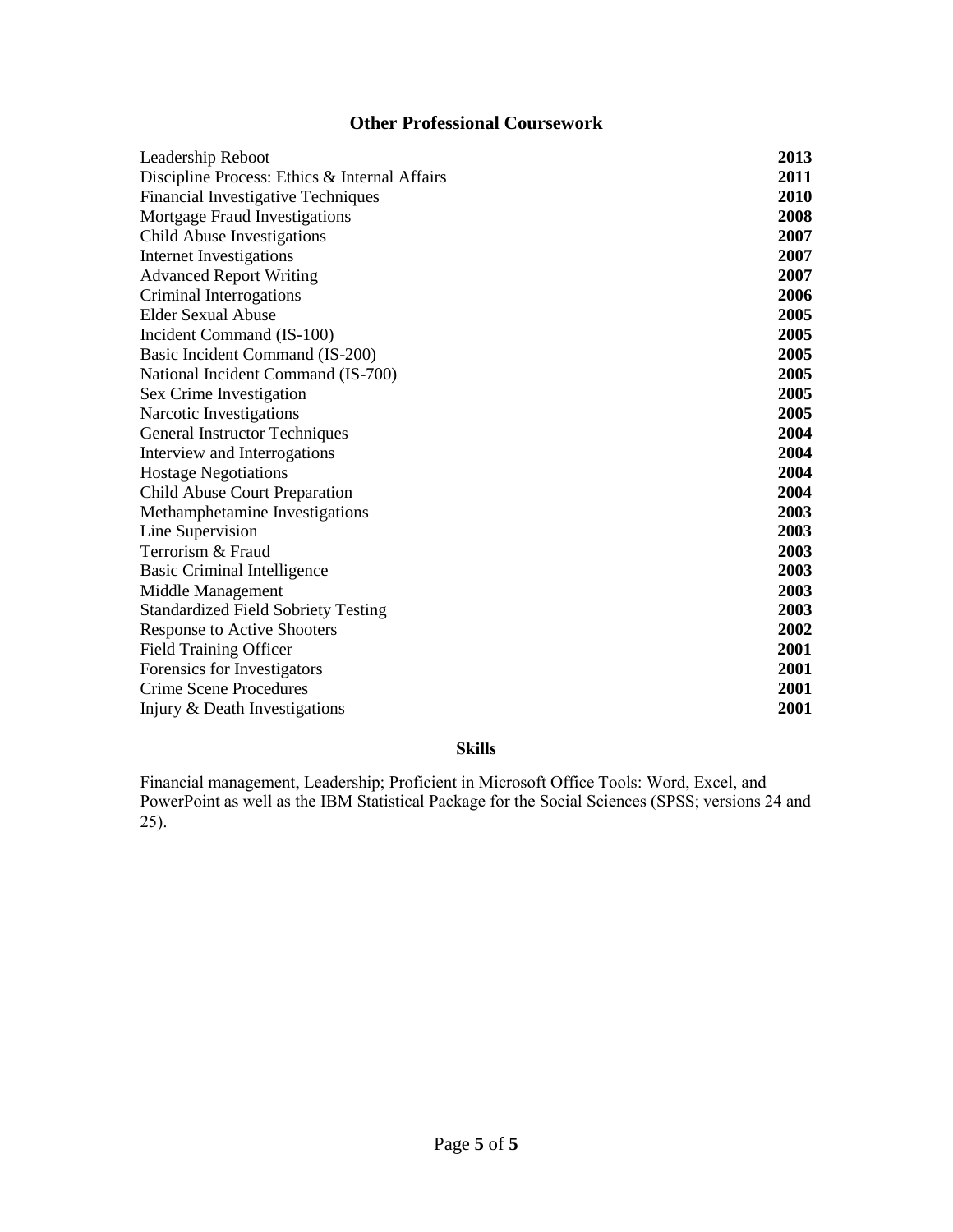## Other Professional Coursework

| | |
|---|---|
| Leadership Reboot | **2013** |
| Discipline Process: Ethics & Internal Affairs | **2011** |
| Financial Investigative Techniques | **2010** |
| Mortgage Fraud Investigations | **2008** |
| Child Abuse Investigations | **2007** |
| Internet Investigations | **2007** |
| Advanced Report Writing | **2007** |
| Criminal Interrogations | **2006** |
| Elder Sexual Abuse | **2005** |
| Incident Command (IS-100) | **2005** |
| Basic Incident Command (IS-200) | **2005** |
| National Incident Command (IS-700) | **2005** |
| Sex Crime Investigation | **2005** |
| Narcotic Investigations | **2005** |
| General Instructor Techniques | **2004** |
| Interview and Interrogations | **2004** |
| Hostage Negotiations | **2004** |
| Child Abuse Court Preparation | **2004** |
| Methamphetamine Investigations | **2003** |
| Line Supervision | **2003** |
| Terrorism & Fraud | **2003** |
| Basic Criminal Intelligence | **2003** |
| Middle Management | **2003** |
| Standardized Field Sobriety Testing | **2003** |
| Response to Active Shooters | **2002** |
| Field Training Officer | **2001** |
| Forensics for Investigators | **2001** |
| Crime Scene Procedures | **2001** |
| Injury & Death Investigations | **2001** |

### Skills

Financial management, Leadership; Proficient in Microsoft Office Tools: Word, Excel, and PowerPoint as well as the IBM Statistical Package for the Social Sciences (SPSS; versions 24 and 25).